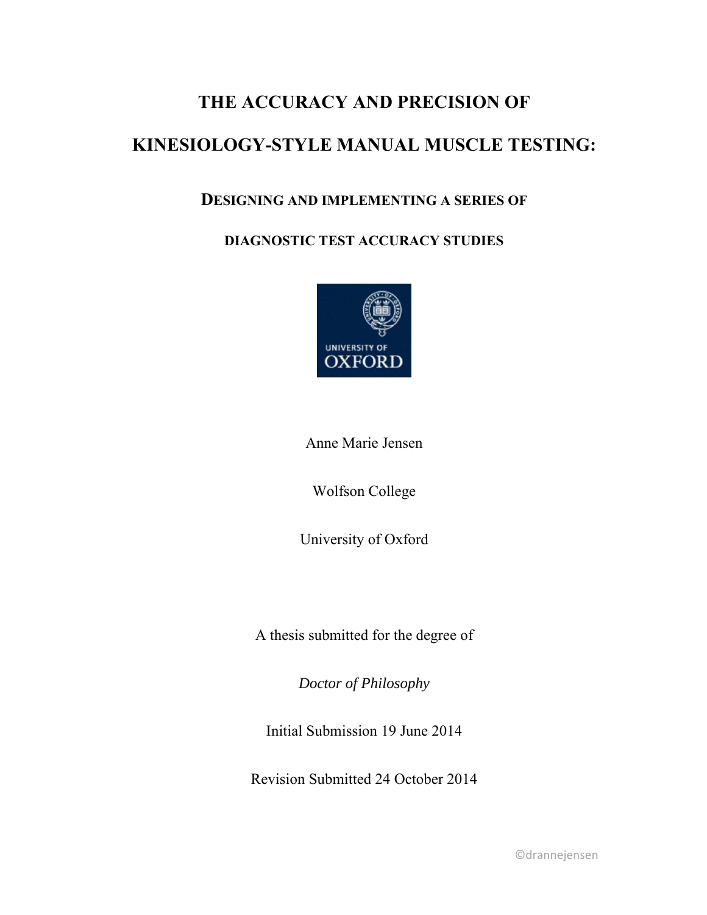# THE ACCURACY AND PRECISION OF KINESIOLOGY-STYLE MANUAL MUSCLE TESTING:

## DESIGNING AND IMPLEMENTING A SERIES OF DIAGNOSTIC TEST ACCURACY STUDIES

Anne Marie Jensen

Wolfson College

University of Oxford

A thesis submitted for the degree of

*Doctor of Philosophy*

Initial Submission 19 June 2014

Revision Submitted 24 October 2014

©drannejensen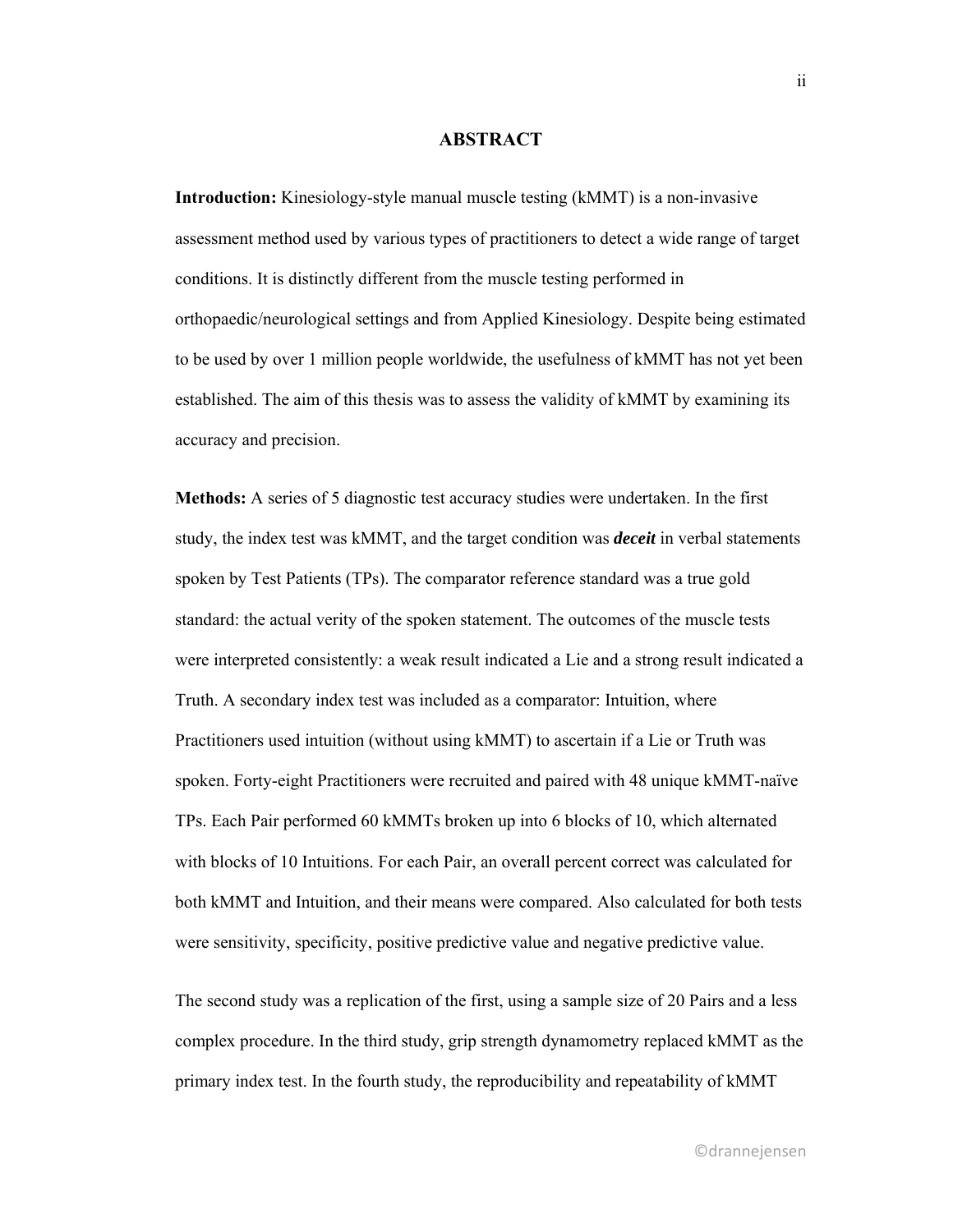## ABSTRACT

**Introduction:** Kinesiology-style manual muscle testing (kMMT) is a non-invasive assessment method used by various types of practitioners to detect a wide range of target conditions. It is distinctly different from the muscle testing performed in orthopaedic/neurological settings and from Applied Kinesiology. Despite being estimated to be used by over 1 million people worldwide, the usefulness of kMMT has not yet been established. The aim of this thesis was to assess the validity of kMMT by examining its accuracy and precision.

**Methods:** A series of 5 diagnostic test accuracy studies were undertaken. In the first study, the index test was kMMT, and the target condition was ***deceit*** in verbal statements spoken by Test Patients (TPs). The comparator reference standard was a true gold standard: the actual verity of the spoken statement. The outcomes of the muscle tests were interpreted consistently: a weak result indicated a Lie and a strong result indicated a Truth. A secondary index test was included as a comparator: Intuition, where Practitioners used intuition (without using kMMT) to ascertain if a Lie or Truth was spoken. Forty-eight Practitioners were recruited and paired with 48 unique kMMT-naïve TPs. Each Pair performed 60 kMMTs broken up into 6 blocks of 10, which alternated with blocks of 10 Intuitions. For each Pair, an overall percent correct was calculated for both kMMT and Intuition, and their means were compared. Also calculated for both tests were sensitivity, specificity, positive predictive value and negative predictive value.

The second study was a replication of the first, using a sample size of 20 Pairs and a less complex procedure. In the third study, grip strength dynamometry replaced kMMT as the primary index test. In the fourth study, the reproducibility and repeatability of kMMT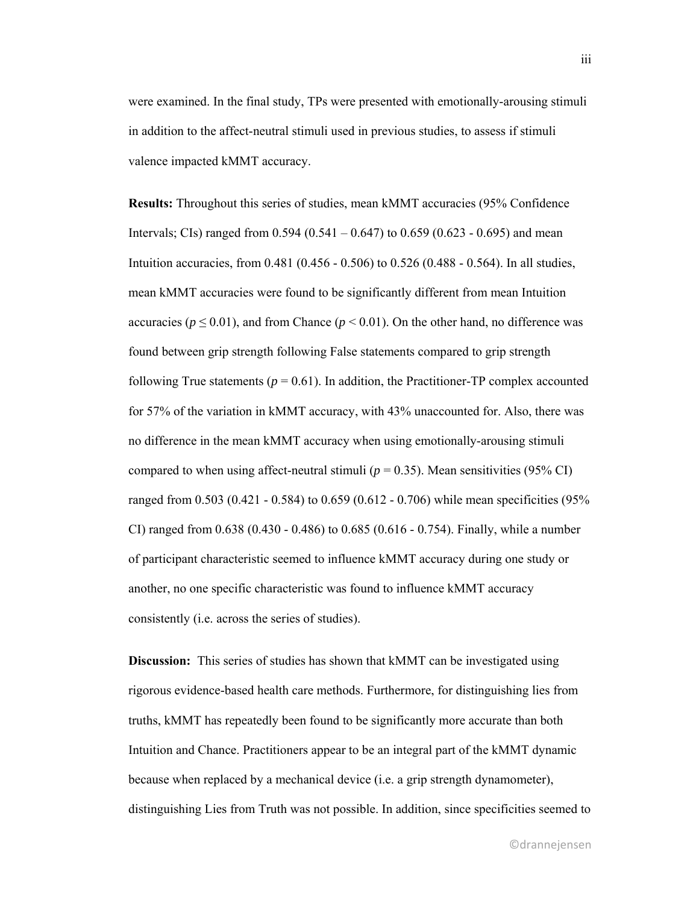were examined. In the final study, TPs were presented with emotionally-arousing stimuli in addition to the affect-neutral stimuli used in previous studies, to assess if stimuli valence impacted kMMT accuracy.

**Results:** Throughout this series of studies, mean kMMT accuracies (95% Confidence Intervals; CIs) ranged from 0.594 (0.541 – 0.647) to 0.659 (0.623 - 0.695) and mean Intuition accuracies, from 0.481 (0.456 - 0.506) to 0.526 (0.488 - 0.564). In all studies, mean kMMT accuracies were found to be significantly different from mean Intuition accuracies ($p \leq 0.01$), and from Chance ($p < 0.01$). On the other hand, no difference was found between grip strength following False statements compared to grip strength following True statements ($p = 0.61$). In addition, the Practitioner-TP complex accounted for 57% of the variation in kMMT accuracy, with 43% unaccounted for. Also, there was no difference in the mean kMMT accuracy when using emotionally-arousing stimuli compared to when using affect-neutral stimuli ($p = 0.35$). Mean sensitivities (95% CI) ranged from 0.503 (0.421 - 0.584) to 0.659 (0.612 - 0.706) while mean specificities (95% CI) ranged from 0.638 (0.430 - 0.486) to 0.685 (0.616 - 0.754). Finally, while a number of participant characteristic seemed to influence kMMT accuracy during one study or another, no one specific characteristic was found to influence kMMT accuracy consistently (i.e. across the series of studies).

**Discussion:** This series of studies has shown that kMMT can be investigated using rigorous evidence-based health care methods. Furthermore, for distinguishing lies from truths, kMMT has repeatedly been found to be significantly more accurate than both Intuition and Chance. Practitioners appear to be an integral part of the kMMT dynamic because when replaced by a mechanical device (i.e. a grip strength dynamometer), distinguishing Lies from Truth was not possible. In addition, since specificities seemed to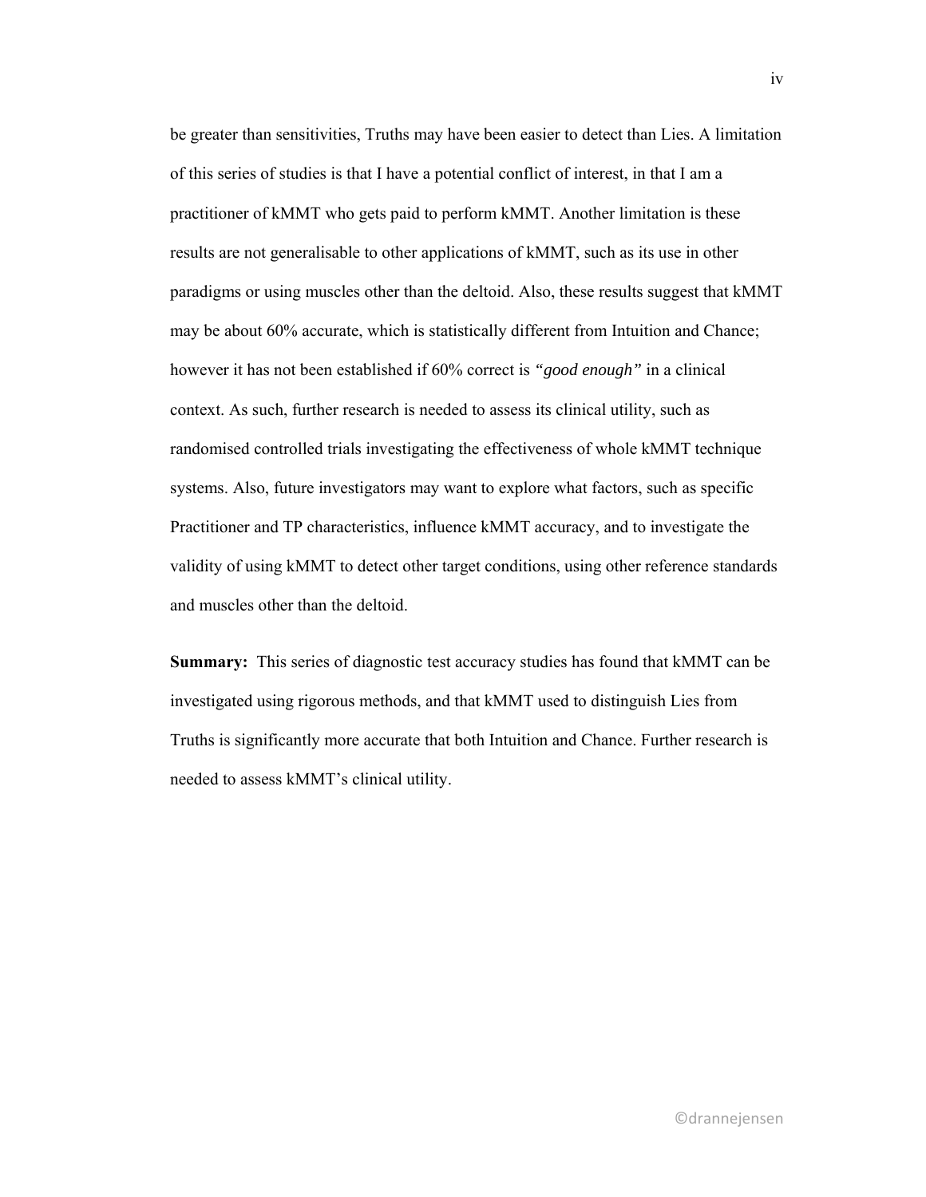be greater than sensitivities, Truths may have been easier to detect than Lies. A limitation of this series of studies is that I have a potential conflict of interest, in that I am a practitioner of kMMT who gets paid to perform kMMT. Another limitation is these results are not generalisable to other applications of kMMT, such as its use in other paradigms or using muscles other than the deltoid. Also, these results suggest that kMMT may be about 60% accurate, which is statistically different from Intuition and Chance; however it has not been established if 60% correct is *"good enough"* in a clinical context. As such, further research is needed to assess its clinical utility, such as randomised controlled trials investigating the effectiveness of whole kMMT technique systems. Also, future investigators may want to explore what factors, such as specific Practitioner and TP characteristics, influence kMMT accuracy, and to investigate the validity of using kMMT to detect other target conditions, using other reference standards and muscles other than the deltoid.

**Summary:** This series of diagnostic test accuracy studies has found that kMMT can be investigated using rigorous methods, and that kMMT used to distinguish Lies from Truths is significantly more accurate that both Intuition and Chance. Further research is needed to assess kMMT's clinical utility.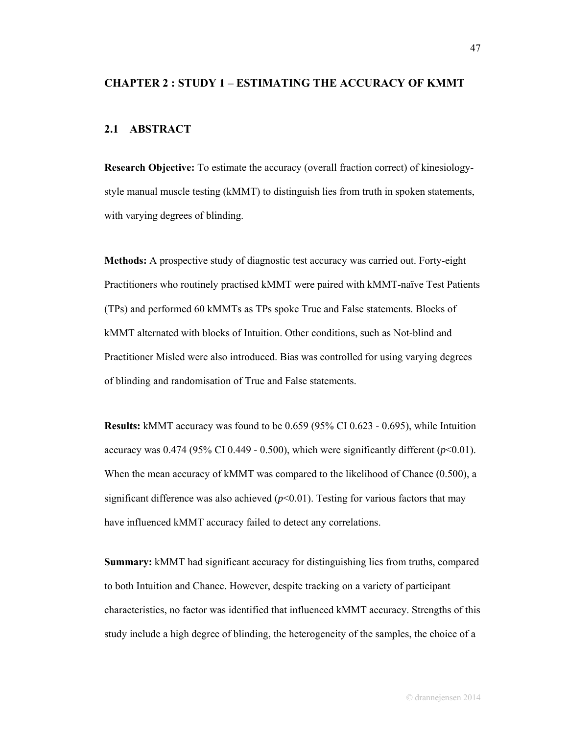# CHAPTER 2 : STUDY 1 – ESTIMATING THE ACCURACY OF KMMT

## 2.1 ABSTRACT

**Research Objective:** To estimate the accuracy (overall fraction correct) of kinesiology-style manual muscle testing (kMMT) to distinguish lies from truth in spoken statements, with varying degrees of blinding.

**Methods:** A prospective study of diagnostic test accuracy was carried out. Forty-eight Practitioners who routinely practised kMMT were paired with kMMT-naïve Test Patients (TPs) and performed 60 kMMTs as TPs spoke True and False statements. Blocks of kMMT alternated with blocks of Intuition. Other conditions, such as Not-blind and Practitioner Misled were also introduced. Bias was controlled for using varying degrees of blinding and randomisation of True and False statements.

**Results:** kMMT accuracy was found to be 0.659 (95% CI 0.623 - 0.695), while Intuition accuracy was 0.474 (95% CI 0.449 - 0.500), which were significantly different ($p$<0.01). When the mean accuracy of kMMT was compared to the likelihood of Chance (0.500), a significant difference was also achieved ($p$<0.01). Testing for various factors that may have influenced kMMT accuracy failed to detect any correlations.

**Summary:** kMMT had significant accuracy for distinguishing lies from truths, compared to both Intuition and Chance. However, despite tracking on a variety of participant characteristics, no factor was identified that influenced kMMT accuracy. Strengths of this study include a high degree of blinding, the heterogeneity of the samples, the choice of a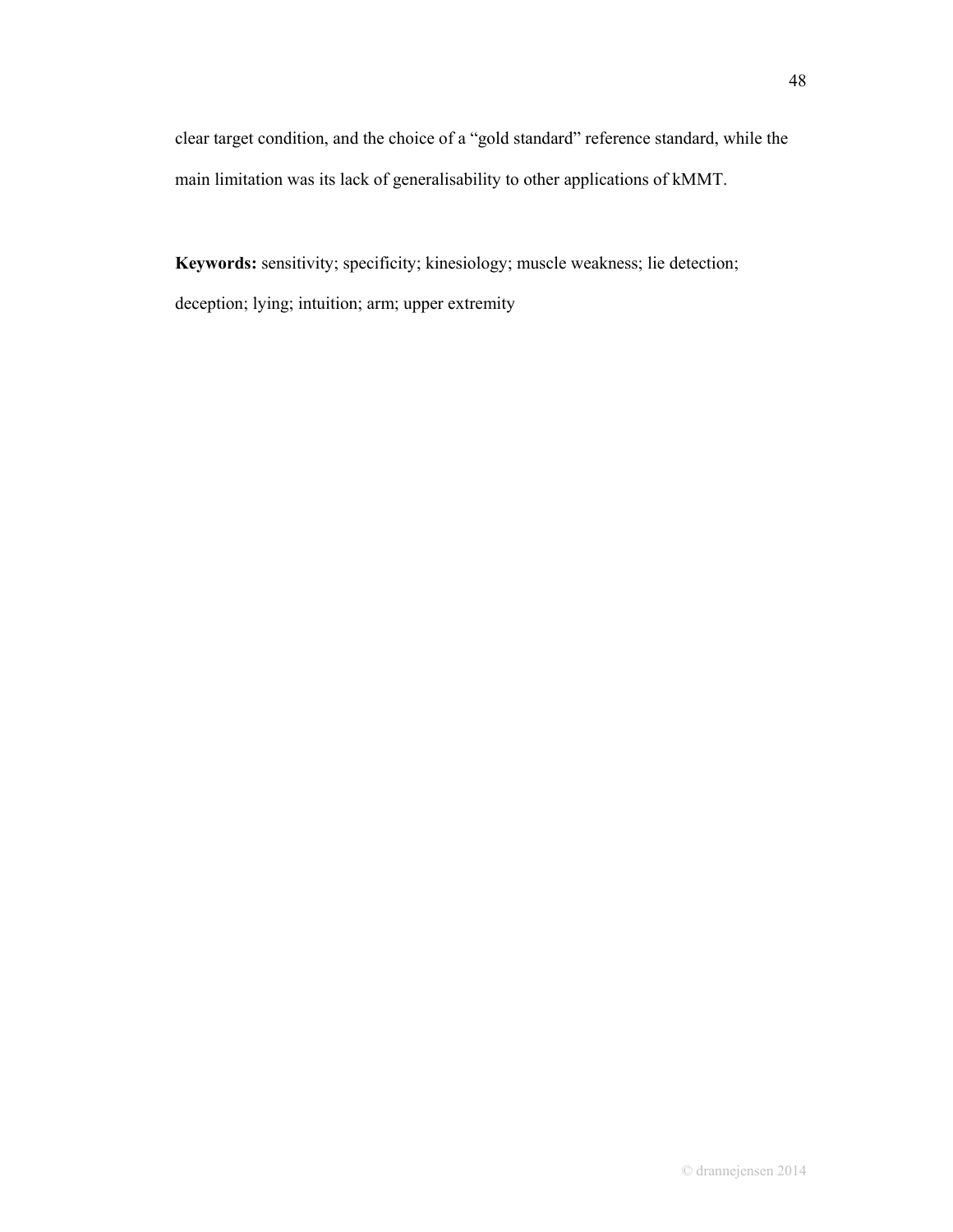clear target condition, and the choice of a "gold standard" reference standard, while the main limitation was its lack of generalisability to other applications of kMMT.

**Keywords:** sensitivity; specificity; kinesiology; muscle weakness; lie detection; deception; lying; intuition; arm; upper extremity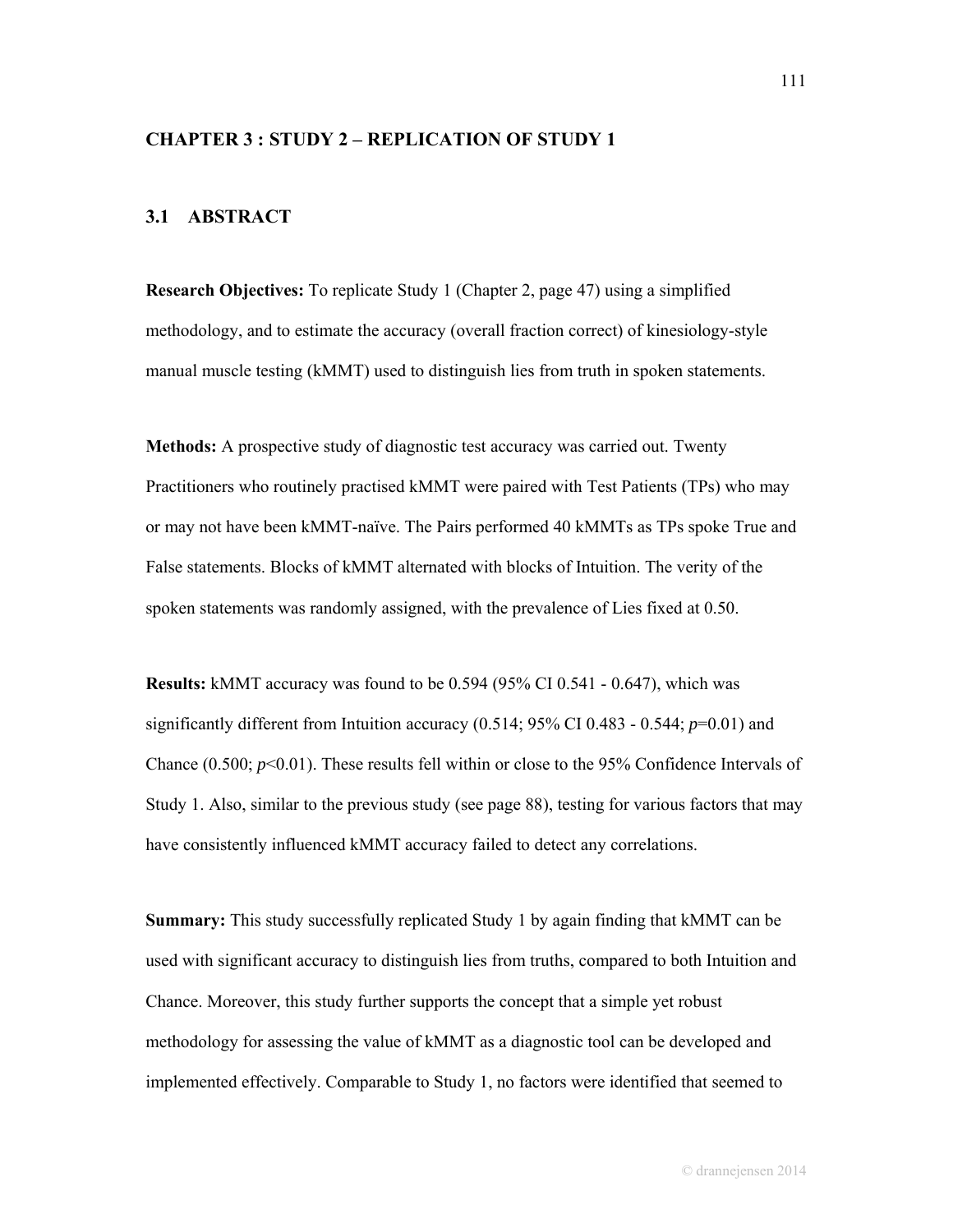## CHAPTER 3 : STUDY 2 – REPLICATION OF STUDY 1

### 3.1 ABSTRACT

**Research Objectives:** To replicate Study 1 (Chapter 2, page 47) using a simplified methodology, and to estimate the accuracy (overall fraction correct) of kinesiology-style manual muscle testing (kMMT) used to distinguish lies from truth in spoken statements.

**Methods:** A prospective study of diagnostic test accuracy was carried out. Twenty Practitioners who routinely practised kMMT were paired with Test Patients (TPs) who may or may not have been kMMT-naïve. The Pairs performed 40 kMMTs as TPs spoke True and False statements. Blocks of kMMT alternated with blocks of Intuition. The verity of the spoken statements was randomly assigned, with the prevalence of Lies fixed at 0.50.

**Results:** kMMT accuracy was found to be 0.594 (95% CI 0.541 - 0.647), which was significantly different from Intuition accuracy (0.514; 95% CI 0.483 - 0.544; $p$=0.01) and Chance (0.500; $p$<0.01). These results fell within or close to the 95% Confidence Intervals of Study 1. Also, similar to the previous study (see page 88), testing for various factors that may have consistently influenced kMMT accuracy failed to detect any correlations.

**Summary:** This study successfully replicated Study 1 by again finding that kMMT can be used with significant accuracy to distinguish lies from truths, compared to both Intuition and Chance. Moreover, this study further supports the concept that a simple yet robust methodology for assessing the value of kMMT as a diagnostic tool can be developed and implemented effectively. Comparable to Study 1, no factors were identified that seemed to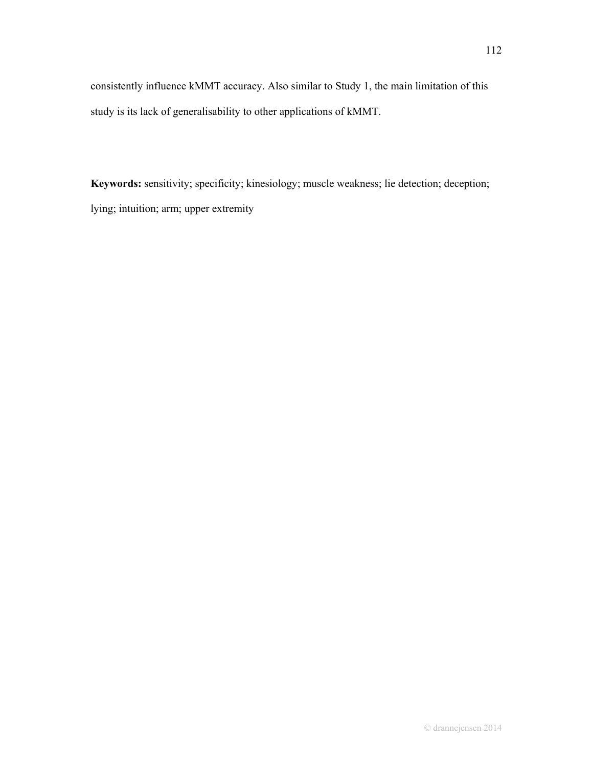consistently influence kMMT accuracy. Also similar to Study 1, the main limitation of this study is its lack of generalisability to other applications of kMMT.

**Keywords:** sensitivity; specificity; kinesiology; muscle weakness; lie detection; deception; lying; intuition; arm; upper extremity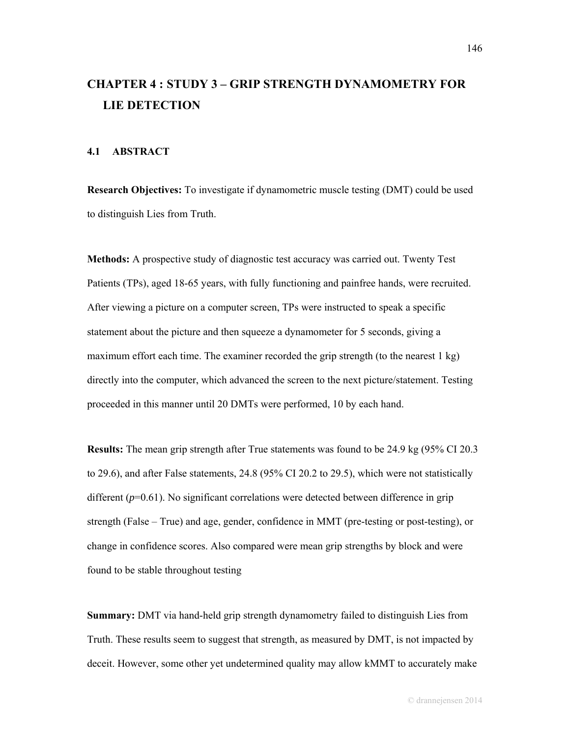# CHAPTER 4 : STUDY 3 – GRIP STRENGTH DYNAMOMETRY FOR LIE DETECTION

## 4.1 ABSTRACT

**Research Objectives:** To investigate if dynamometric muscle testing (DMT) could be used to distinguish Lies from Truth.

**Methods:** A prospective study of diagnostic test accuracy was carried out. Twenty Test Patients (TPs), aged 18-65 years, with fully functioning and painfree hands, were recruited. After viewing a picture on a computer screen, TPs were instructed to speak a specific statement about the picture and then squeeze a dynamometer for 5 seconds, giving a maximum effort each time. The examiner recorded the grip strength (to the nearest 1 kg) directly into the computer, which advanced the screen to the next picture/statement. Testing proceeded in this manner until 20 DMTs were performed, 10 by each hand.

**Results:** The mean grip strength after True statements was found to be 24.9 kg (95% CI 20.3 to 29.6), and after False statements, 24.8 (95% CI 20.2 to 29.5), which were not statistically different ($p$=0.61). No significant correlations were detected between difference in grip strength (False – True) and age, gender, confidence in MMT (pre-testing or post-testing), or change in confidence scores. Also compared were mean grip strengths by block and were found to be stable throughout testing

**Summary:** DMT via hand-held grip strength dynamometry failed to distinguish Lies from Truth. These results seem to suggest that strength, as measured by DMT, is not impacted by deceit. However, some other yet undetermined quality may allow kMMT to accurately make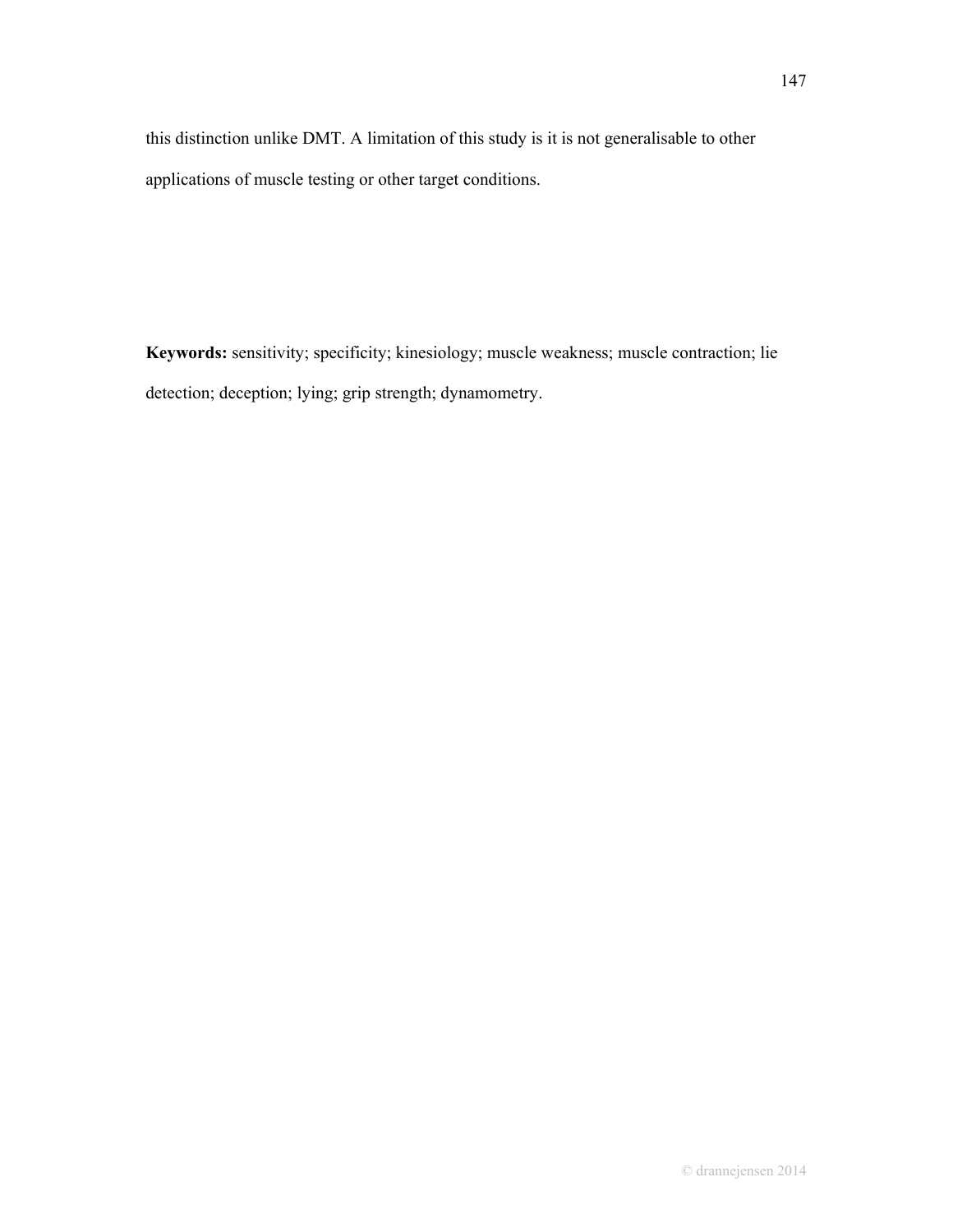this distinction unlike DMT. A limitation of this study is it is not generalisable to other applications of muscle testing or other target conditions.

**Keywords:** sensitivity; specificity; kinesiology; muscle weakness; muscle contraction; lie detection; deception; lying; grip strength; dynamometry.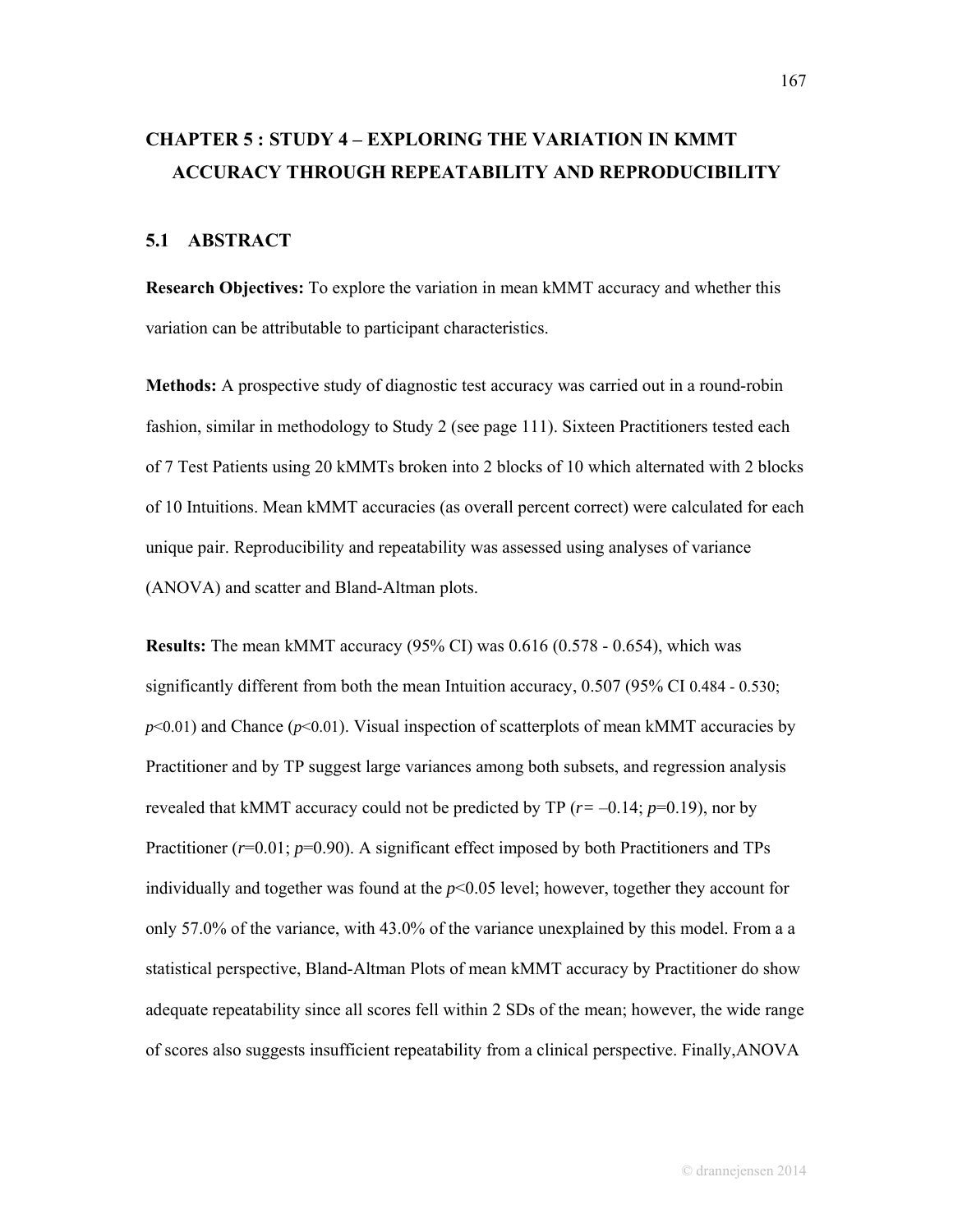# CHAPTER 5 : STUDY 4 – EXPLORING THE VARIATION IN KMMT ACCURACY THROUGH REPEATABILITY AND REPRODUCIBILITY

## 5.1 ABSTRACT

**Research Objectives:** To explore the variation in mean kMMT accuracy and whether this variation can be attributable to participant characteristics.

**Methods:** A prospective study of diagnostic test accuracy was carried out in a round-robin fashion, similar in methodology to Study 2 (see page 111). Sixteen Practitioners tested each of 7 Test Patients using 20 kMMTs broken into 2 blocks of 10 which alternated with 2 blocks of 10 Intuitions. Mean kMMT accuracies (as overall percent correct) were calculated for each unique pair. Reproducibility and repeatability was assessed using analyses of variance (ANOVA) and scatter and Bland-Altman plots.

**Results:** The mean kMMT accuracy (95% CI) was 0.616 (0.578 - 0.654), which was significantly different from both the mean Intuition accuracy, 0.507 (95% CI 0.484 - 0.530; $p<0.01$) and Chance ($p<0.01$). Visual inspection of scatterplots of mean kMMT accuracies by Practitioner and by TP suggest large variances among both subsets, and regression analysis revealed that kMMT accuracy could not be predicted by TP ($r = -0.14$; $p=0.19$), nor by Practitioner ($r=0.01$; $p=0.90$). A significant effect imposed by both Practitioners and TPs individually and together was found at the $p<0.05$ level; however, together they account for only 57.0% of the variance, with 43.0% of the variance unexplained by this model. From a a statistical perspective, Bland-Altman Plots of mean kMMT accuracy by Practitioner do show adequate repeatability since all scores fell within 2 SDs of the mean; however, the wide range of scores also suggests insufficient repeatability from a clinical perspective. Finally,ANOVA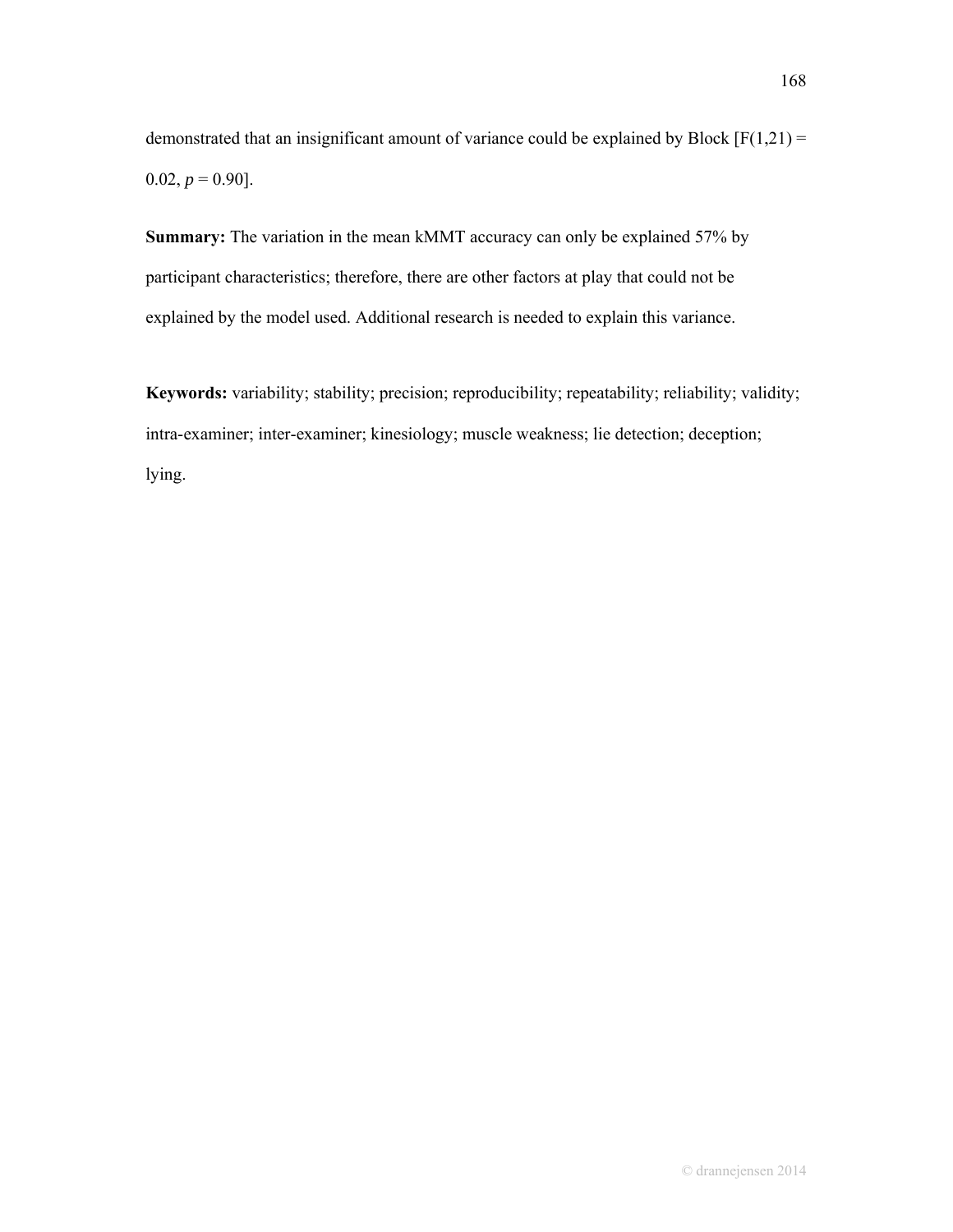demonstrated that an insignificant amount of variance could be explained by Block [$F(1,21) = 0.02$, $p = 0.90$].

**Summary:** The variation in the mean kMMT accuracy can only be explained 57% by participant characteristics; therefore, there are other factors at play that could not be explained by the model used. Additional research is needed to explain this variance.

**Keywords:** variability; stability; precision; reproducibility; repeatability; reliability; validity; intra-examiner; inter-examiner; kinesiology; muscle weakness; lie detection; deception; lying.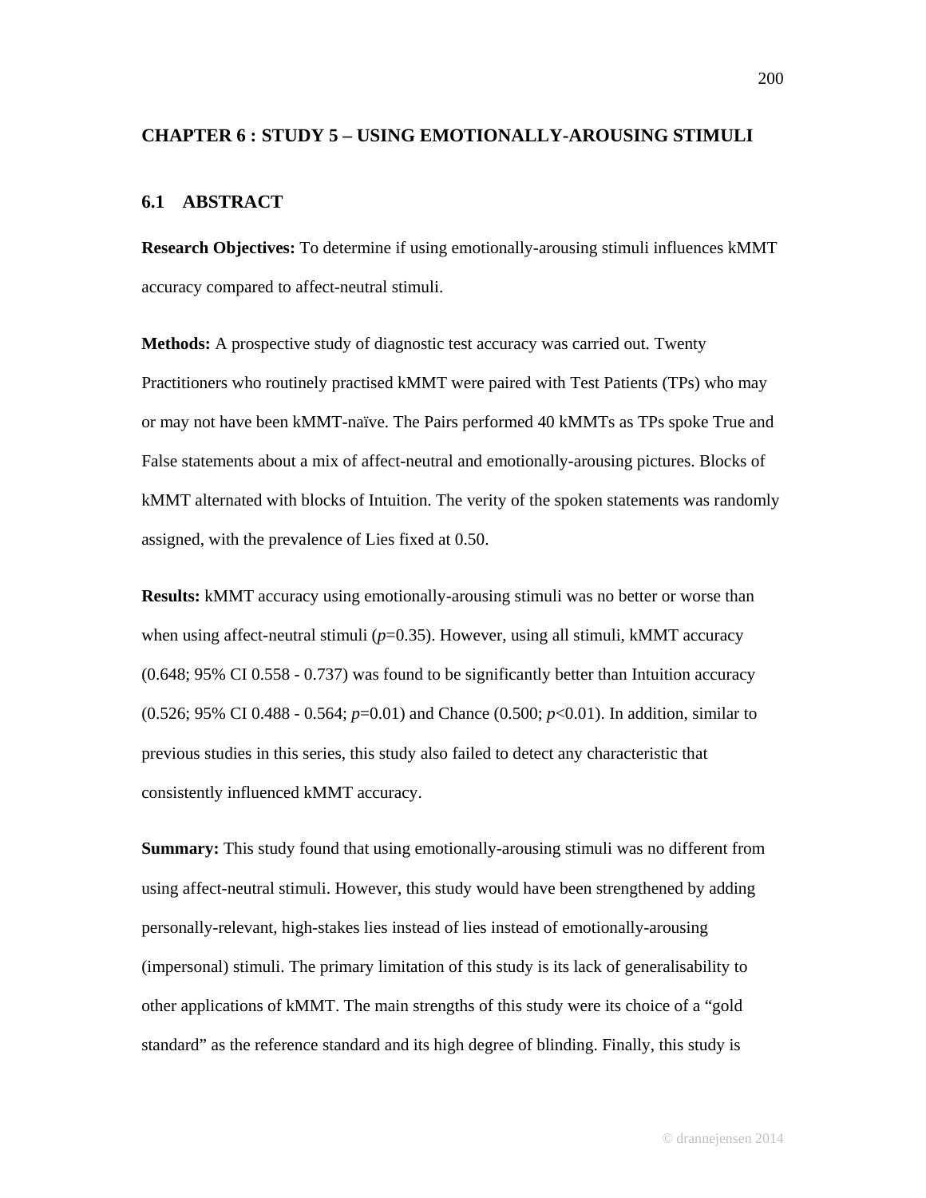# CHAPTER 6 : STUDY 5 – USING EMOTIONALLY-AROUSING STIMULI

## 6.1 ABSTRACT

**Research Objectives:** To determine if using emotionally-arousing stimuli influences kMMT accuracy compared to affect-neutral stimuli.

**Methods:** A prospective study of diagnostic test accuracy was carried out. Twenty Practitioners who routinely practised kMMT were paired with Test Patients (TPs) who may or may not have been kMMT-naïve. The Pairs performed 40 kMMTs as TPs spoke True and False statements about a mix of affect-neutral and emotionally-arousing pictures. Blocks of kMMT alternated with blocks of Intuition. The verity of the spoken statements was randomly assigned, with the prevalence of Lies fixed at 0.50.

**Results:** kMMT accuracy using emotionally-arousing stimuli was no better or worse than when using affect-neutral stimuli ($p$=0.35). However, using all stimuli, kMMT accuracy (0.648; 95% CI 0.558 - 0.737) was found to be significantly better than Intuition accuracy (0.526; 95% CI 0.488 - 0.564; $p$=0.01) and Chance (0.500; $p$<0.01). In addition, similar to previous studies in this series, this study also failed to detect any characteristic that consistently influenced kMMT accuracy.

**Summary:** This study found that using emotionally-arousing stimuli was no different from using affect-neutral stimuli. However, this study would have been strengthened by adding personally-relevant, high-stakes lies instead of lies instead of emotionally-arousing (impersonal) stimuli. The primary limitation of this study is its lack of generalisability to other applications of kMMT. The main strengths of this study were its choice of a "gold standard" as the reference standard and its high degree of blinding. Finally, this study is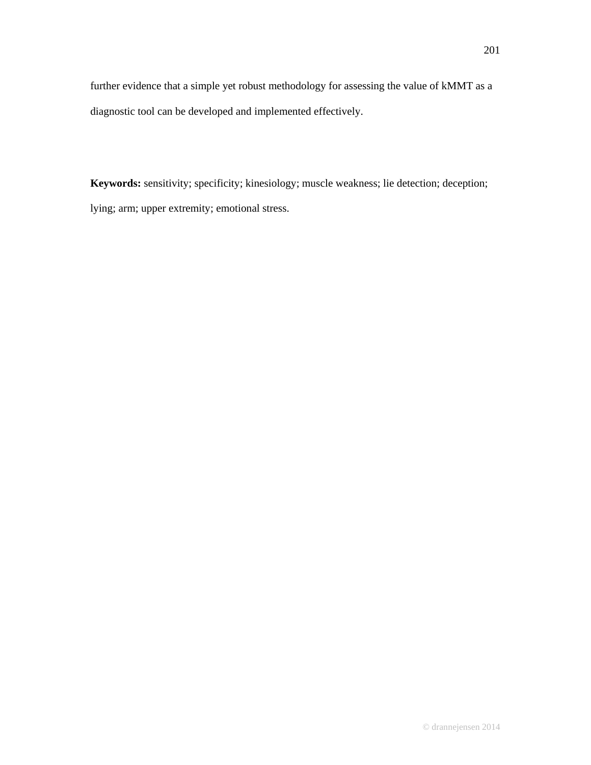further evidence that a simple yet robust methodology for assessing the value of kMMT as a diagnostic tool can be developed and implemented effectively.

**Keywords:** sensitivity; specificity; kinesiology; muscle weakness; lie detection; deception; lying; arm; upper extremity; emotional stress.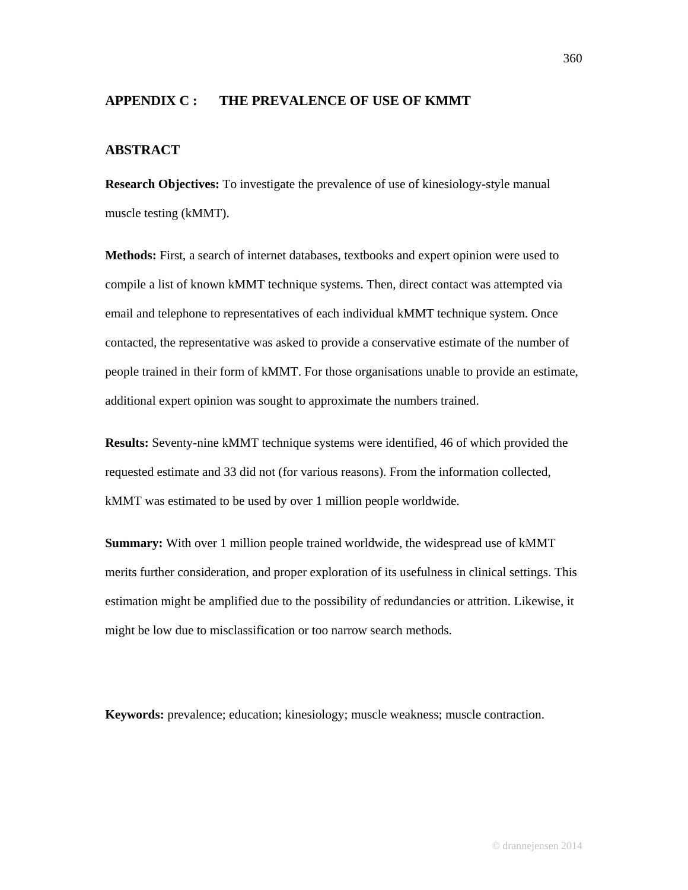## APPENDIX C : THE PREVALENCE OF USE OF KMMT

### ABSTRACT

**Research Objectives:** To investigate the prevalence of use of kinesiology-style manual muscle testing (kMMT).

**Methods:** First, a search of internet databases, textbooks and expert opinion were used to compile a list of known kMMT technique systems. Then, direct contact was attempted via email and telephone to representatives of each individual kMMT technique system. Once contacted, the representative was asked to provide a conservative estimate of the number of people trained in their form of kMMT. For those organisations unable to provide an estimate, additional expert opinion was sought to approximate the numbers trained.

**Results:** Seventy-nine kMMT technique systems were identified, 46 of which provided the requested estimate and 33 did not (for various reasons). From the information collected, kMMT was estimated to be used by over 1 million people worldwide.

**Summary:** With over 1 million people trained worldwide, the widespread use of kMMT merits further consideration, and proper exploration of its usefulness in clinical settings. This estimation might be amplified due to the possibility of redundancies or attrition. Likewise, it might be low due to misclassification or too narrow search methods.

**Keywords:** prevalence; education; kinesiology; muscle weakness; muscle contraction.